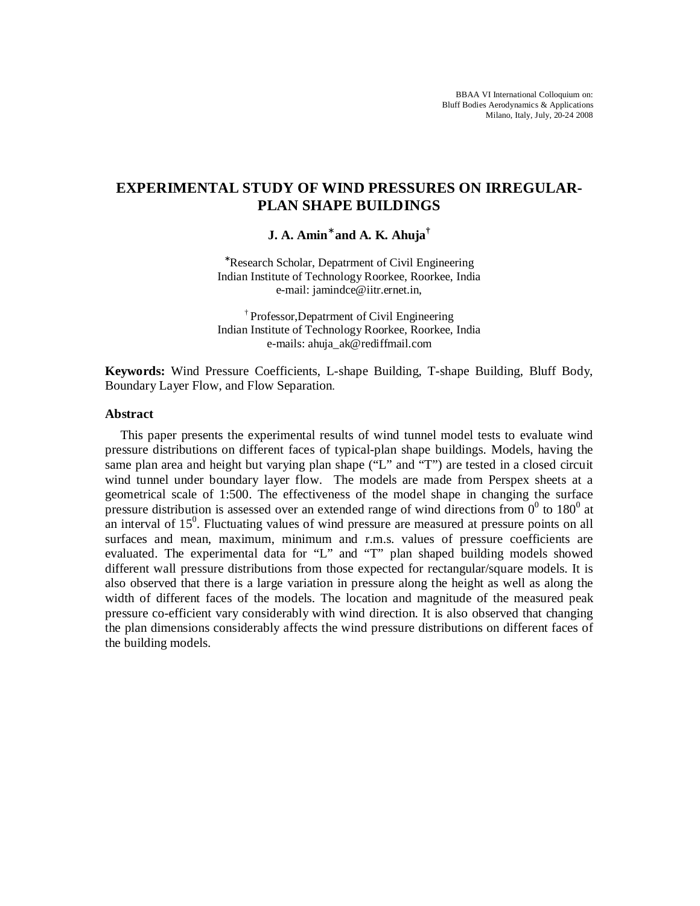BBAA VI International Colloquium on:
Bluff Bodies Aerodynamics & Applications
Milano, Italy, July, 20-24 2008

# EXPERIMENTAL STUDY OF WIND PRESSURES ON IRREGULAR-PLAN SHAPE BUILDINGS

**J. A. Amin*and A. K. Ahuja†**

*Research Scholar, Depatrment of Civil Engineering
Indian Institute of Technology Roorkee, Roorkee, India
e-mail: jamindce@iitr.ernet.in,

† Professor,Depatrment of Civil Engineering
Indian Institute of Technology Roorkee, Roorkee, India
e-mails: ahuja_ak@rediffmail.com

**Keywords:** Wind Pressure Coefficients, L-shape Building, T-shape Building, Bluff Body, Boundary Layer Flow, and Flow Separation.

## Abstract

This paper presents the experimental results of wind tunnel model tests to evaluate wind pressure distributions on different faces of typical-plan shape buildings. Models, having the same plan area and height but varying plan shape ("L" and "T") are tested in a closed circuit wind tunnel under boundary layer flow. The models are made from Perspex sheets at a geometrical scale of 1:500. The effectiveness of the model shape in changing the surface pressure distribution is assessed over an extended range of wind directions from $0^0$ to $180^0$ at an interval of $15^0$. Fluctuating values of wind pressure are measured at pressure points on all surfaces and mean, maximum, minimum and r.m.s. values of pressure coefficients are evaluated. The experimental data for "L" and "T" plan shaped building models showed different wall pressure distributions from those expected for rectangular/square models. It is also observed that there is a large variation in pressure along the height as well as along the width of different faces of the models. The location and magnitude of the measured peak pressure co-efficient vary considerably with wind direction. It is also observed that changing the plan dimensions considerably affects the wind pressure distributions on different faces of the building models.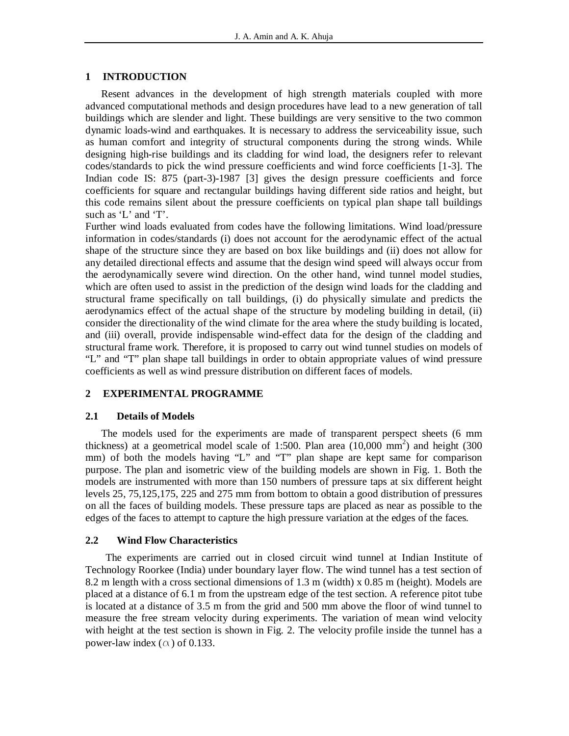## 1 INTRODUCTION

Resent advances in the development of high strength materials coupled with more advanced computational methods and design procedures have lead to a new generation of tall buildings which are slender and light. These buildings are very sensitive to the two common dynamic loads-wind and earthquakes. It is necessary to address the serviceability issue, such as human comfort and integrity of structural components during the strong winds. While designing high-rise buildings and its cladding for wind load, the designers refer to relevant codes/standards to pick the wind pressure coefficients and wind force coefficients [1-3]. The Indian code IS: 875 (part-3)-1987 [3] gives the design pressure coefficients and force coefficients for square and rectangular buildings having different side ratios and height, but this code remains silent about the pressure coefficients on typical plan shape tall buildings such as 'L' and 'T'.

Further wind loads evaluated from codes have the following limitations. Wind load/pressure information in codes/standards (i) does not account for the aerodynamic effect of the actual shape of the structure since they are based on box like buildings and (ii) does not allow for any detailed directional effects and assume that the design wind speed will always occur from the aerodynamically severe wind direction. On the other hand, wind tunnel model studies, which are often used to assist in the prediction of the design wind loads for the cladding and structural frame specifically on tall buildings, (i) do physically simulate and predicts the aerodynamics effect of the actual shape of the structure by modeling building in detail, (ii) consider the directionality of the wind climate for the area where the study building is located, and (iii) overall, provide indispensable wind-effect data for the design of the cladding and structural frame work. Therefore, it is proposed to carry out wind tunnel studies on models of "L" and "T" plan shape tall buildings in order to obtain appropriate values of wind pressure coefficients as well as wind pressure distribution on different faces of models.

## 2 EXPERIMENTAL PROGRAMME

### 2.1 Details of Models

The models used for the experiments are made of transparent perspect sheets (6 mm thickness) at a geometrical model scale of 1:500. Plan area (10,000 mm$^2$) and height (300 mm) of both the models having "L" and "T" plan shape are kept same for comparison purpose. The plan and isometric view of the building models are shown in Fig. 1. Both the models are instrumented with more than 150 numbers of pressure taps at six different height levels 25, 75,125,175, 225 and 275 mm from bottom to obtain a good distribution of pressures on all the faces of building models. These pressure taps are placed as near as possible to the edges of the faces to attempt to capture the high pressure variation at the edges of the faces.

### 2.2 Wind Flow Characteristics

The experiments are carried out in closed circuit wind tunnel at Indian Institute of Technology Roorkee (India) under boundary layer flow. The wind tunnel has a test section of 8.2 m length with a cross sectional dimensions of 1.3 m (width) x 0.85 m (height). Models are placed at a distance of 6.1 m from the upstream edge of the test section. A reference pitot tube is located at a distance of 3.5 m from the grid and 500 mm above the floor of wind tunnel to measure the free stream velocity during experiments. The variation of mean wind velocity with height at the test section is shown in Fig. 2. The velocity profile inside the tunnel has a power-law index ($\alpha$) of 0.133.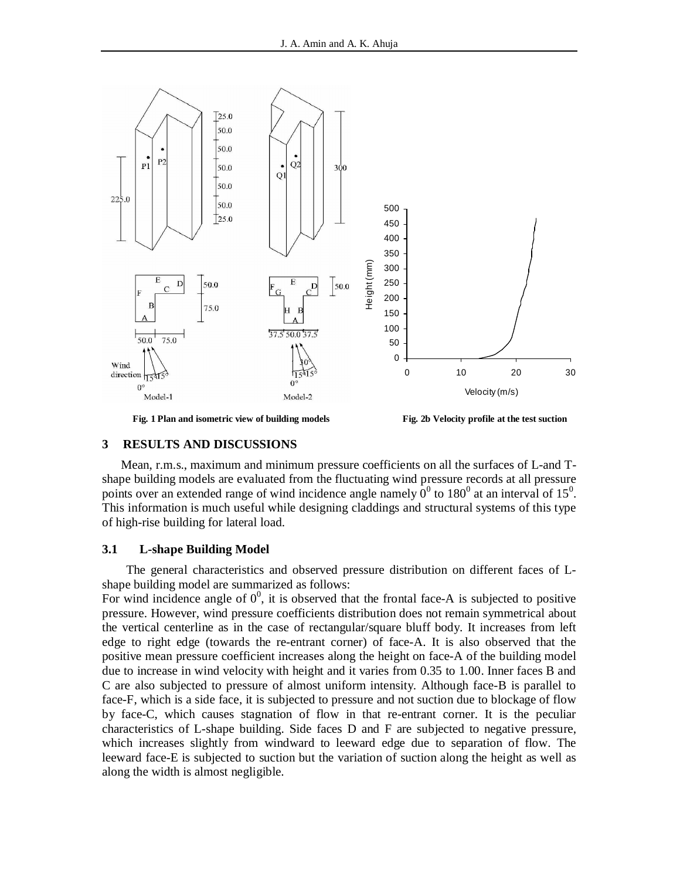Fig. 1 Plan and isometric view of building models

Fig. 2b Velocity profile at the test suction

## 3 RESULTS AND DISCUSSIONS

Mean, r.m.s., maximum and minimum pressure coefficients on all the surfaces of L-and T-shape building models are evaluated from the fluctuating wind pressure records at all pressure points over an extended range of wind incidence angle namely $0^0$ to $180^0$ at an interval of $15^0$. This information is much useful while designing claddings and structural systems of this type of high-rise building for lateral load.

### 3.1 L-shape Building Model

The general characteristics and observed pressure distribution on different faces of L-shape building model are summarized as follows:

For wind incidence angle of $0^0$, it is observed that the frontal face-A is subjected to positive pressure. However, wind pressure coefficients distribution does not remain symmetrical about the vertical centerline as in the case of rectangular/square bluff body. It increases from left edge to right edge (towards the re-entrant corner) of face-A. It is also observed that the positive mean pressure coefficient increases along the height on face-A of the building model due to increase in wind velocity with height and it varies from 0.35 to 1.00. Inner faces B and C are also subjected to pressure of almost uniform intensity. Although face-B is parallel to face-F, which is a side face, it is subjected to pressure and not suction due to blockage of flow by face-C, which causes stagnation of flow in that re-entrant corner. It is the peculiar characteristics of L-shape building. Side faces D and F are subjected to negative pressure, which increases slightly from windward to leeward edge due to separation of flow. The leeward face-E is subjected to suction but the variation of suction along the height as well as along the width is almost negligible.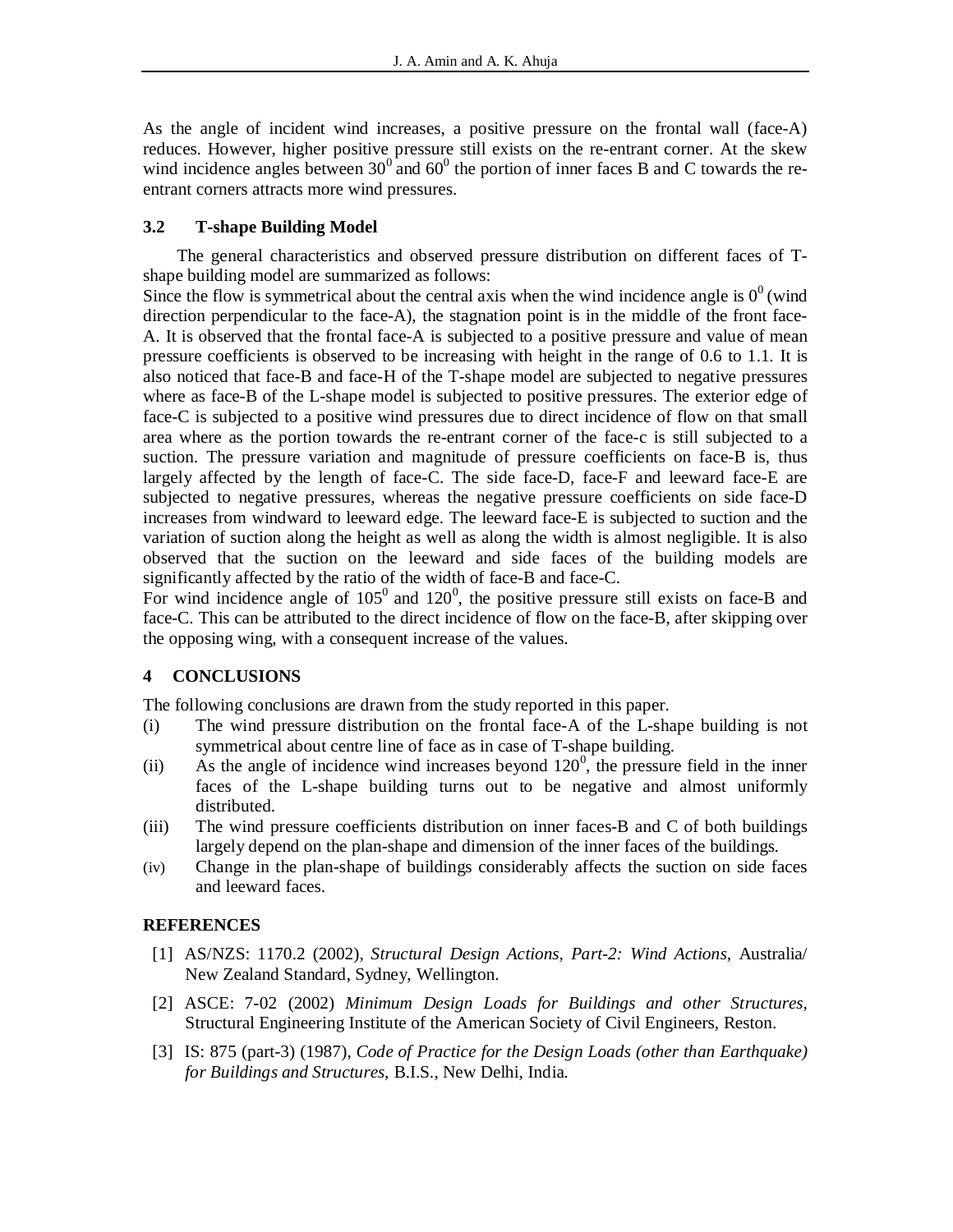As the angle of incident wind increases, a positive pressure on the frontal wall (face-A) reduces. However, higher positive pressure still exists on the re-entrant corner. At the skew wind incidence angles between $30^0$ and $60^0$ the portion of inner faces B and C towards the re-entrant corners attracts more wind pressures.

### 3.2 T-shape Building Model

The general characteristics and observed pressure distribution on different faces of T-shape building model are summarized as follows:
Since the flow is symmetrical about the central axis when the wind incidence angle is $0^0$ (wind direction perpendicular to the face-A), the stagnation point is in the middle of the front face-A. It is observed that the frontal face-A is subjected to a positive pressure and value of mean pressure coefficients is observed to be increasing with height in the range of 0.6 to 1.1. It is also noticed that face-B and face-H of the T-shape model are subjected to negative pressures where as face-B of the L-shape model is subjected to positive pressures. The exterior edge of face-C is subjected to a positive wind pressures due to direct incidence of flow on that small area where as the portion towards the re-entrant corner of the face-c is still subjected to a suction. The pressure variation and magnitude of pressure coefficients on face-B is, thus largely affected by the length of face-C. The side face-D, face-F and leeward face-E are subjected to negative pressures, whereas the negative pressure coefficients on side face-D increases from windward to leeward edge. The leeward face-E is subjected to suction and the variation of suction along the height as well as along the width is almost negligible. It is also observed that the suction on the leeward and side faces of the building models are significantly affected by the ratio of the width of face-B and face-C.
For wind incidence angle of $105^0$ and $120^0$, the positive pressure still exists on face-B and face-C. This can be attributed to the direct incidence of flow on the face-B, after skipping over the opposing wing, with a consequent increase of the values.

## 4 CONCLUSIONS

The following conclusions are drawn from the study reported in this paper.

- (i) The wind pressure distribution on the frontal face-A of the L-shape building is not symmetrical about centre line of face as in case of T-shape building.
- (ii) As the angle of incidence wind increases beyond $120^0$, the pressure field in the inner faces of the L-shape building turns out to be negative and almost uniformly distributed.
- (iii) The wind pressure coefficients distribution on inner faces-B and C of both buildings largely depend on the plan-shape and dimension of the inner faces of the buildings.
- (iv) Change in the plan-shape of buildings considerably affects the suction on side faces and leeward faces.

## REFERENCES

[1] AS/NZS: 1170.2 (2002), *Structural Design Actions, Part-2: Wind Actions*, Australia/ New Zealand Standard, Sydney, Wellington.

[2] ASCE: 7-02 (2002) *Minimum Design Loads for Buildings and other Structures*, Structural Engineering Institute of the American Society of Civil Engineers, Reston.

[3] IS: 875 (part-3) (1987), *Code of Practice for the Design Loads (other than Earthquake) for Buildings and Structures*, B.I.S., New Delhi, India.